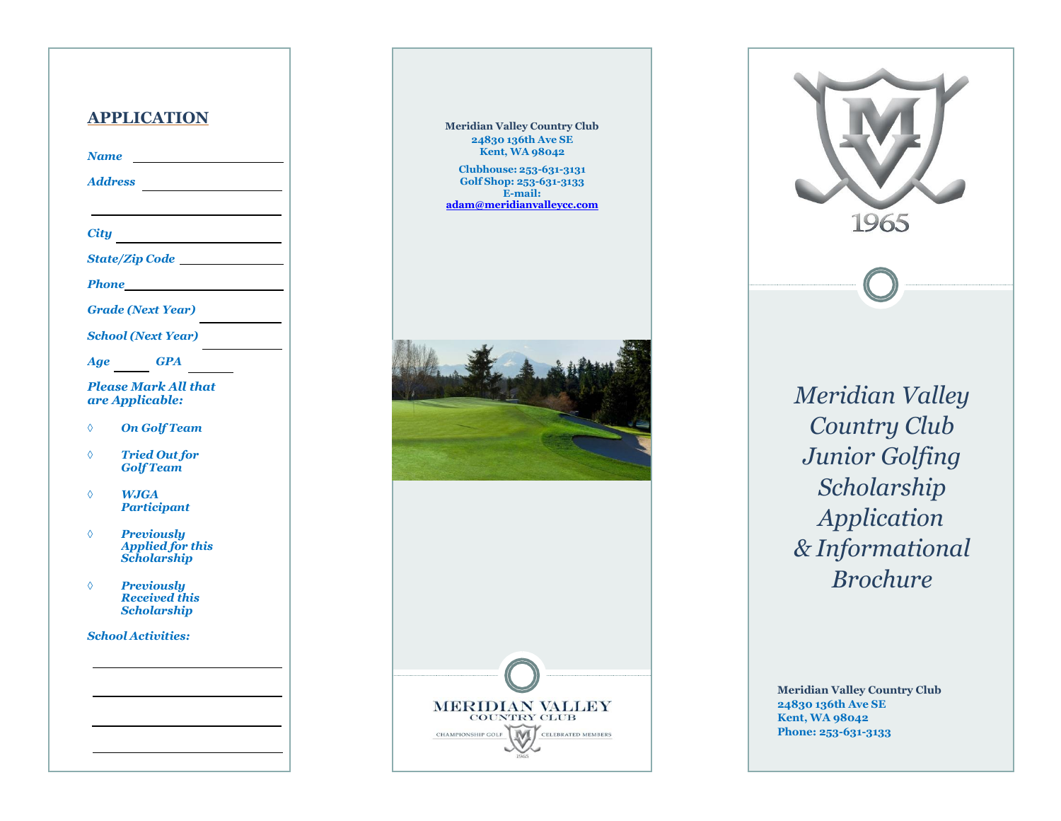## APPLICATION

*Name* ______________________

*Address* ______________________

______________________

*City* ______________________

*State/Zip Code* ______________________

*Phone* ______________________

*Grade (Next Year)* ______________________

*School (Next Year)* ______________________

*Age* ______ *GPA* ______

*Please Mark All that are Applicable:*

- ◊ *On Golf Team*
- ◊ *Tried Out for Golf Team*
- ◊ *WJGA Participant*
- ◊ *Previously Applied for this Scholarship*
- ◊ *Previously Received this Scholarship*

*School Activities:*

______________________

______________________

______________________

______________________

**Meridian Valley Country Club**
**24830 136th Ave SE**
**Kent, WA 98042**

**Clubhouse: 253-631-3131**
**Golf Shop: 253-631-3133**
**E-mail:**
**adam@meridianvalleycc.com**

MERIDIAN VALLEY
COUNTRY CLUB
CHAMPIONSHIP GOLF · CELEBRATED MEMBERS
1965

1965

# *Meridian Valley Country Club Junior Golfing Scholarship Application & Informational Brochure*

**Meridian Valley Country Club**
**24830 136th Ave SE**
**Kent, WA 98042**
**Phone: 253-631-3133**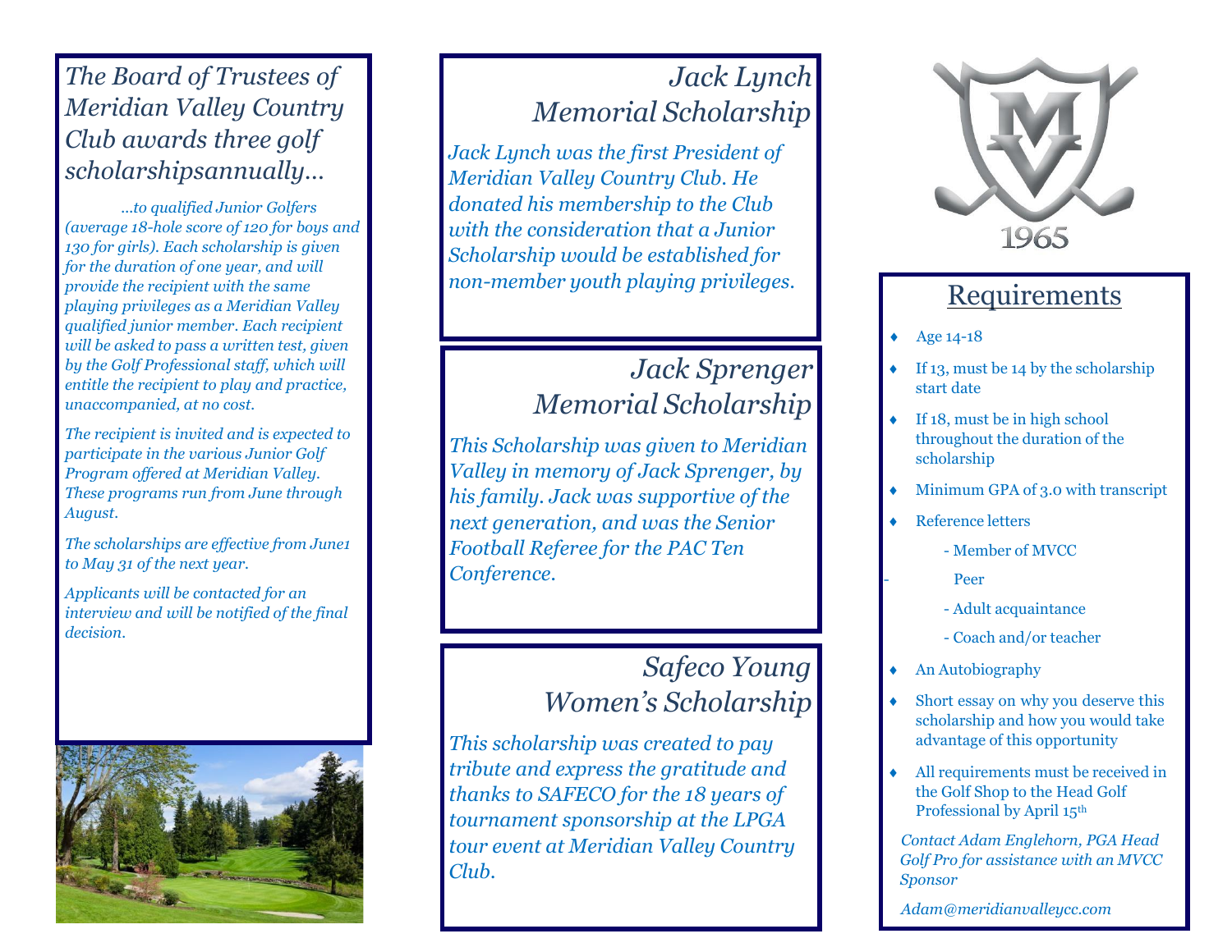*The Board of Trustees of Meridian Valley Country Club awards three golf scholarshipsannually…*

*…to qualified Junior Golfers (average 18-hole score of 120 for boys and 130 for girls). Each scholarship is given for the duration of one year, and will provide the recipient with the same playing privileges as a Meridian Valley qualified junior member. Each recipient will be asked to pass a written test, given by the Golf Professional staff, which will entitle the recipient to play and practice, unaccompanied, at no cost.*

*The recipient is invited and is expected to participate in the various Junior Golf Program offered at Meridian Valley. These programs run from June through August.*

*The scholarships are effective from June1 to May 31 of the next year.*

*Applicants will be contacted for an interview and will be notified of the final decision.*

## *Jack Lynch Memorial Scholarship*

*Jack Lynch was the first President of Meridian Valley Country Club. He donated his membership to the Club with the consideration that a Junior Scholarship would be established for non-member youth playing privileges.*

## *Jack Sprenger Memorial Scholarship*

*This Scholarship was given to Meridian Valley in memory of Jack Sprenger, by his family. Jack was supportive of the next generation, and was the Senior Football Referee for the PAC Ten Conference.*

## *Safeco Young Women's Scholarship*

*This scholarship was created to pay tribute and express the gratitude and thanks to SAFECO for the 18 years of tournament sponsorship at the LPGA tour event at Meridian Valley Country Club.*

1965

## Requirements

- Age 14-18
- If 13, must be 14 by the scholarship start date
- If 18, must be in high school throughout the duration of the scholarship
- Minimum GPA of 3.0 with transcript
- Reference letters
  - Member of MVCC
  - Peer
  - Adult acquaintance
  - Coach and/or teacher
- An Autobiography
- Short essay on why you deserve this scholarship and how you would take advantage of this opportunity
- All requirements must be received in the Golf Shop to the Head Golf Professional by April 15th

*Contact Adam Englehorn, PGA Head Golf Pro for assistance with an MVCC Sponsor*

*Adam@meridianvalleycc.com*